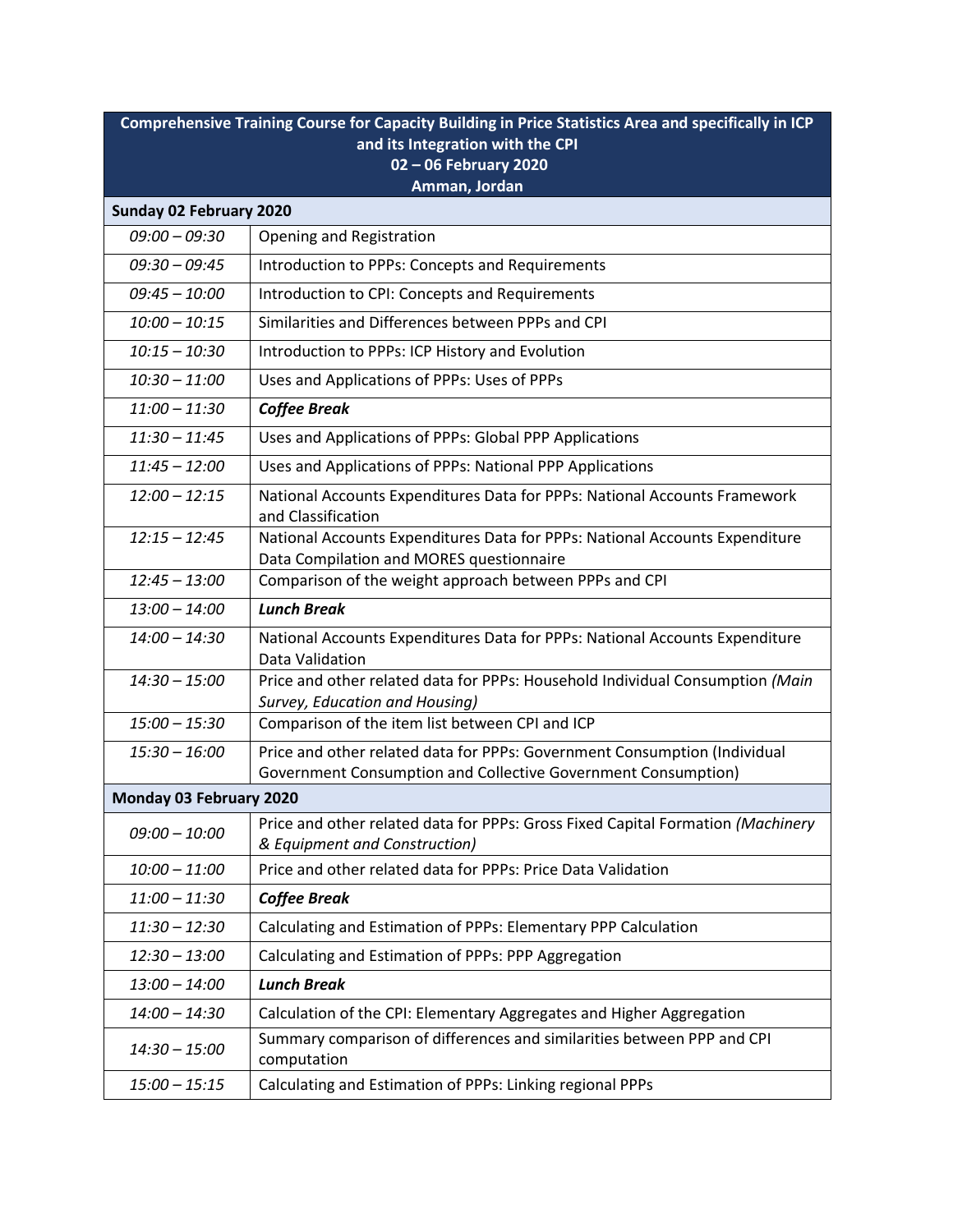| Comprehensive Training Course for Capacity Building in Price Statistics Area and specifically in ICP and its Integration with the CPI<br>02 – 06 February 2020<br>Amman, Jordan | |
|---|---|
| **Sunday 02 February 2020** | |
| *09:00 – 09:30* | Opening and Registration |
| *09:30 – 09:45* | Introduction to PPPs: Concepts and Requirements |
| *09:45 – 10:00* | Introduction to CPI: Concepts and Requirements |
| *10:00 – 10:15* | Similarities and Differences between PPPs and CPI |
| *10:15 – 10:30* | Introduction to PPPs: ICP History and Evolution |
| *10:30 – 11:00* | Uses and Applications of PPPs: Uses of PPPs |
| *11:00 – 11:30* | ***Coffee Break*** |
| *11:30 – 11:45* | Uses and Applications of PPPs: Global PPP Applications |
| *11:45 – 12:00* | Uses and Applications of PPPs: National PPP Applications |
| *12:00 – 12:15* | National Accounts Expenditures Data for PPPs: National Accounts Framework and Classification |
| *12:15 – 12:45* | National Accounts Expenditures Data for PPPs: National Accounts Expenditure Data Compilation and MORES questionnaire |
| *12:45 – 13:00* | Comparison of the weight approach between PPPs and CPI |
| *13:00 – 14:00* | ***Lunch Break*** |
| *14:00 – 14:30* | National Accounts Expenditures Data for PPPs: National Accounts Expenditure Data Validation |
| *14:30 – 15:00* | Price and other related data for PPPs: Household Individual Consumption *(Main Survey, Education and Housing)* |
| *15:00 – 15:30* | Comparison of the item list between CPI and ICP |
| *15:30 – 16:00* | Price and other related data for PPPs: Government Consumption (Individual Government Consumption and Collective Government Consumption) |
| **Monday 03 February 2020** | |
| *09:00 – 10:00* | Price and other related data for PPPs: Gross Fixed Capital Formation *(Machinery & Equipment and Construction)* |
| *10:00 – 11:00* | Price and other related data for PPPs: Price Data Validation |
| *11:00 – 11:30* | ***Coffee Break*** |
| *11:30 – 12:30* | Calculating and Estimation of PPPs: Elementary PPP Calculation |
| *12:30 – 13:00* | Calculating and Estimation of PPPs: PPP Aggregation |
| *13:00 – 14:00* | ***Lunch Break*** |
| *14:00 – 14:30* | Calculation of the CPI: Elementary Aggregates and Higher Aggregation |
| *14:30 – 15:00* | Summary comparison of differences and similarities between PPP and CPI computation |
| *15:00 – 15:15* | Calculating and Estimation of PPPs: Linking regional PPPs |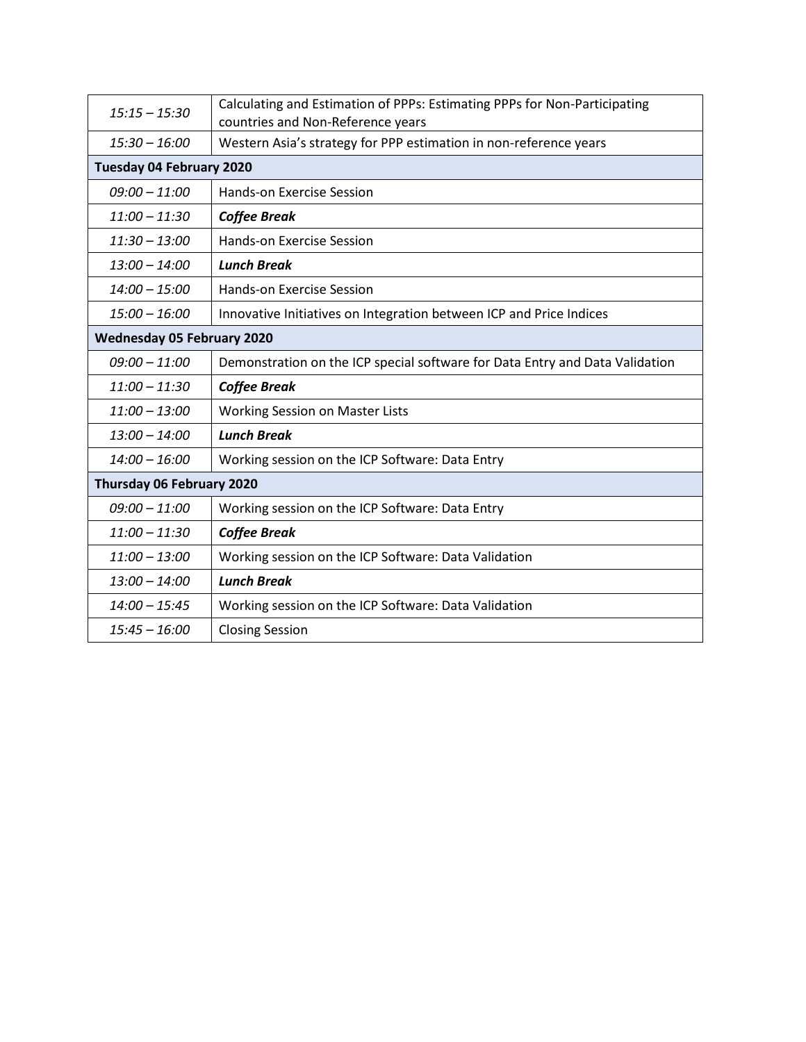| | |
|---|---|
| *15:15 – 15:30* | Calculating and Estimation of PPPs: Estimating PPPs for Non-Participating countries and Non-Reference years |
| *15:30 – 16:00* | Western Asia's strategy for PPP estimation in non-reference years |
| **Tuesday 04 February 2020** | |
| *09:00 – 11:00* | Hands-on Exercise Session |
| *11:00 – 11:30* | ***Coffee Break*** |
| *11:30 – 13:00* | Hands-on Exercise Session |
| *13:00 – 14:00* | ***Lunch Break*** |
| *14:00 – 15:00* | Hands-on Exercise Session |
| *15:00 – 16:00* | Innovative Initiatives on Integration between ICP and Price Indices |
| **Wednesday 05 February 2020** | |
| *09:00 – 11:00* | Demonstration on the ICP special software for Data Entry and Data Validation |
| *11:00 – 11:30* | ***Coffee Break*** |
| *11:00 – 13:00* | Working Session on Master Lists |
| *13:00 – 14:00* | ***Lunch Break*** |
| *14:00 – 16:00* | Working session on the ICP Software: Data Entry |
| **Thursday 06 February 2020** | |
| *09:00 – 11:00* | Working session on the ICP Software: Data Entry |
| *11:00 – 11:30* | ***Coffee Break*** |
| *11:00 – 13:00* | Working session on the ICP Software: Data Validation |
| *13:00 – 14:00* | ***Lunch Break*** |
| *14:00 – 15:45* | Working session on the ICP Software: Data Validation |
| *15:45 – 16:00* | Closing Session |